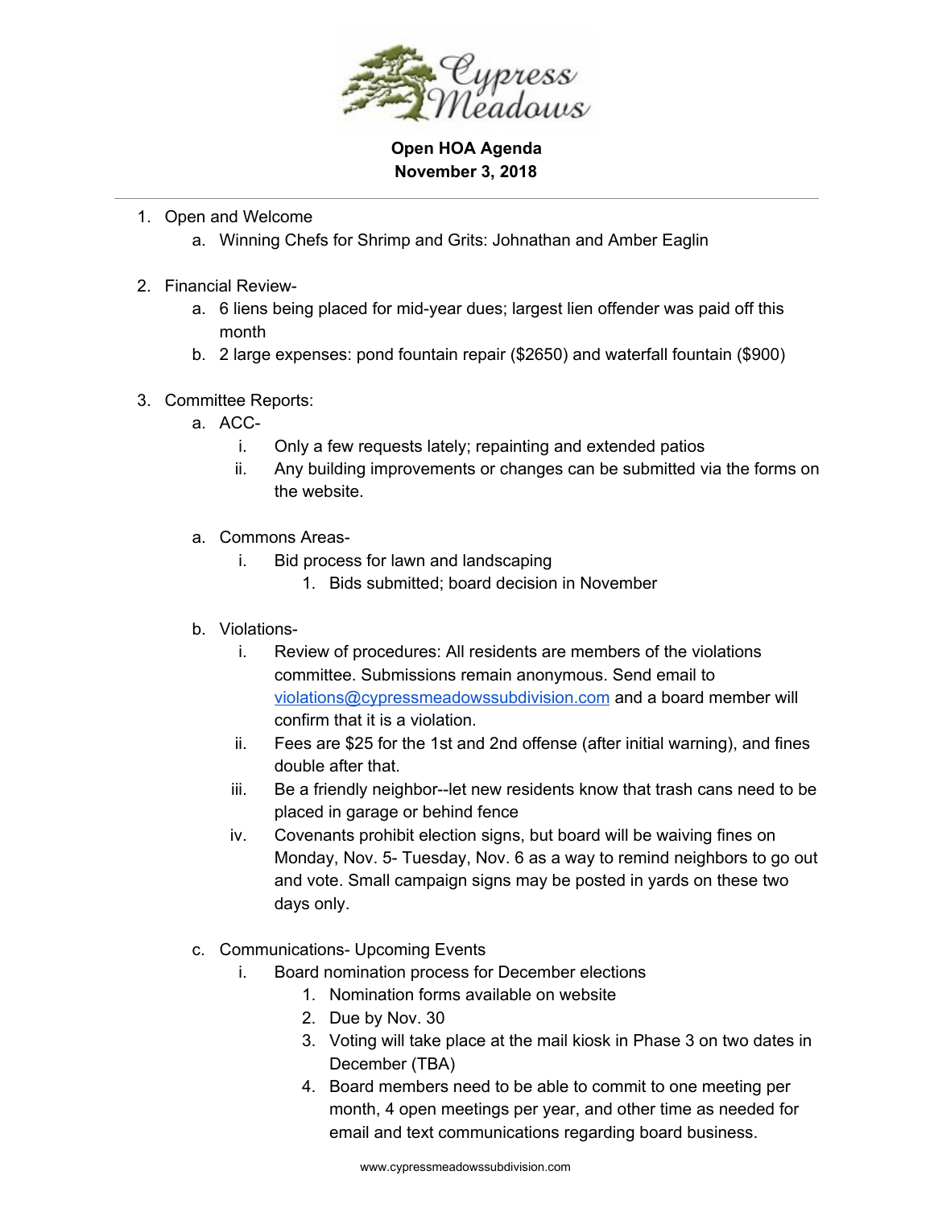# Cypress Meadows

**Open HOA Agenda**
**November 3, 2018**

---

1. Open and Welcome
   a. Winning Chefs for Shrimp and Grits: Johnathan and Amber Eaglin

2. Financial Review-
   a. 6 liens being placed for mid-year dues; largest lien offender was paid off this month
   b. 2 large expenses: pond fountain repair ($2650) and waterfall fountain ($900)

3. Committee Reports:
   a. ACC-
      i. Only a few requests lately; repainting and extended patios
      ii. Any building improvements or changes can be submitted via the forms on the website.

   a. Commons Areas-
      i. Bid process for lawn and landscaping
         1. Bids submitted; board decision in November

   b. Violations-
      i. Review of procedures: All residents are members of the violations committee. Submissions remain anonymous. Send email to violations@cypressmeadowssubdivision.com and a board member will confirm that it is a violation.
      ii. Fees are $25 for the 1st and 2nd offense (after initial warning), and fines double after that.
      iii. Be a friendly neighbor--let new residents know that trash cans need to be placed in garage or behind fence
      iv. Covenants prohibit election signs, but board will be waiving fines on Monday, Nov. 5- Tuesday, Nov. 6 as a way to remind neighbors to go out and vote. Small campaign signs may be posted in yards on these two days only.

   c. Communications- Upcoming Events
      i. Board nomination process for December elections
         1. Nomination forms available on website
         2. Due by Nov. 30
         3. Voting will take place at the mail kiosk in Phase 3 on two dates in December (TBA)
         4. Board members need to be able to commit to one meeting per month, 4 open meetings per year, and other time as needed for email and text communications regarding board business.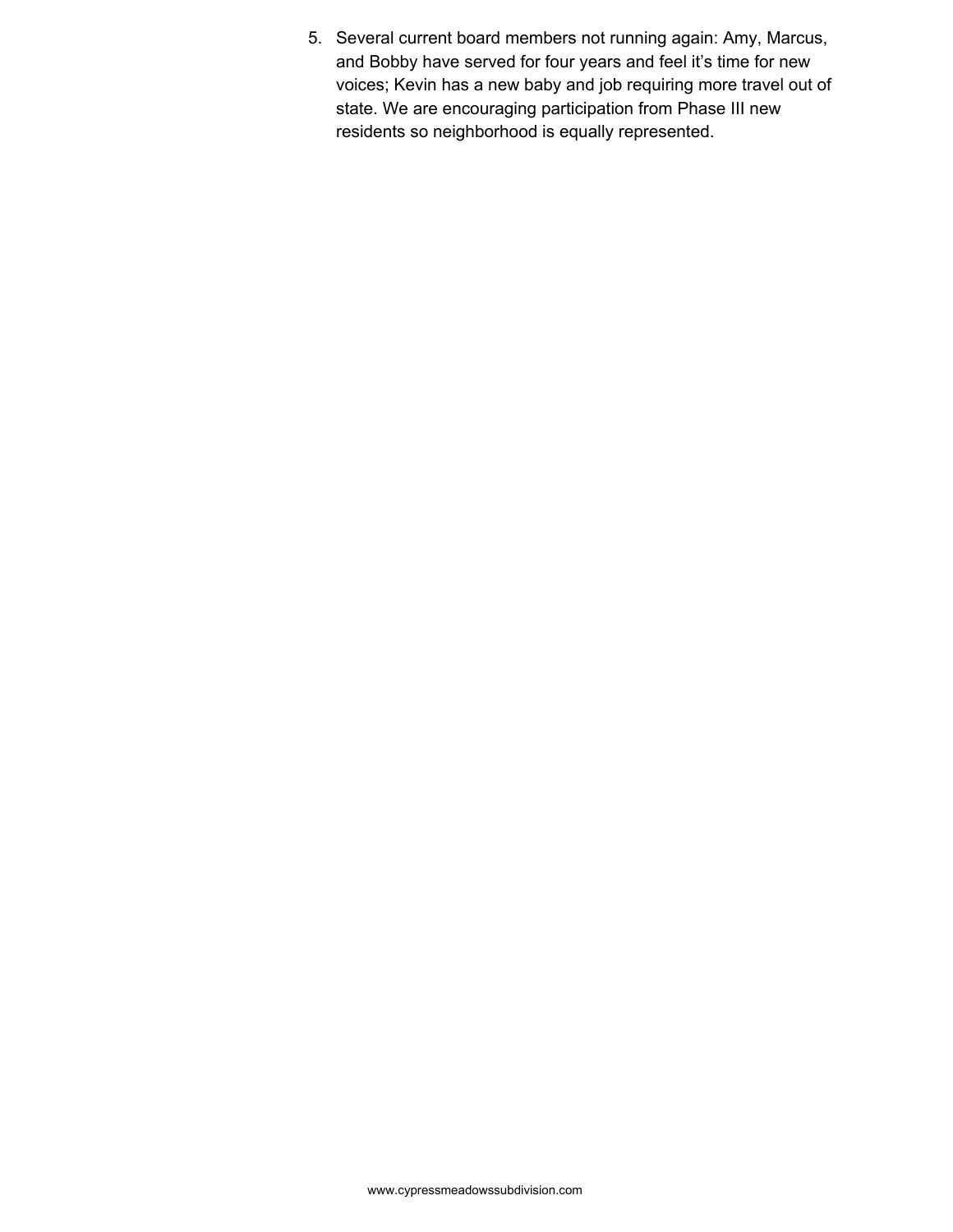5. Several current board members not running again: Amy, Marcus, and Bobby have served for four years and feel it's time for new voices; Kevin has a new baby and job requiring more travel out of state. We are encouraging participation from Phase III new residents so neighborhood is equally represented.